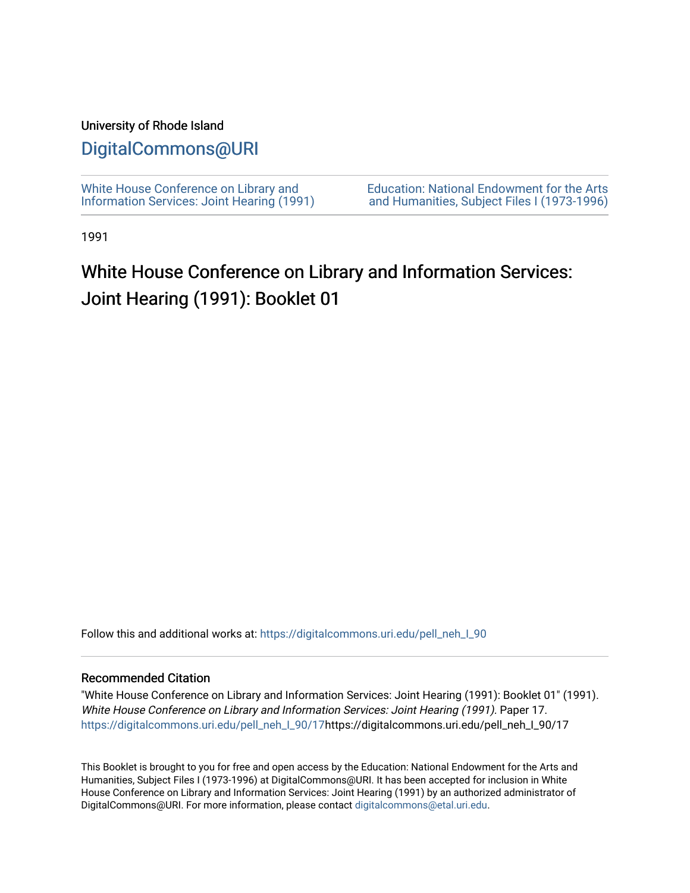University of Rhode Island

# DigitalCommons@URI

White House Conference on Library and Information Services: Joint Hearing (1991)

Education: National Endowment for the Arts and Humanities, Subject Files I (1973-1996)

1991

## White House Conference on Library and Information Services: Joint Hearing (1991): Booklet 01

Follow this and additional works at: https://digitalcommons.uri.edu/pell_neh_I_90

### Recommended Citation

"White House Conference on Library and Information Services: Joint Hearing (1991): Booklet 01" (1991). *White House Conference on Library and Information Services: Joint Hearing (1991).* Paper 17. https://digitalcommons.uri.edu/pell_neh_I_90/17https://digitalcommons.uri.edu/pell_neh_I_90/17

This Booklet is brought to you for free and open access by the Education: National Endowment for the Arts and Humanities, Subject Files I (1973-1996) at DigitalCommons@URI. It has been accepted for inclusion in White House Conference on Library and Information Services: Joint Hearing (1991) by an authorized administrator of DigitalCommons@URI. For more information, please contact digitalcommons@etal.uri.edu.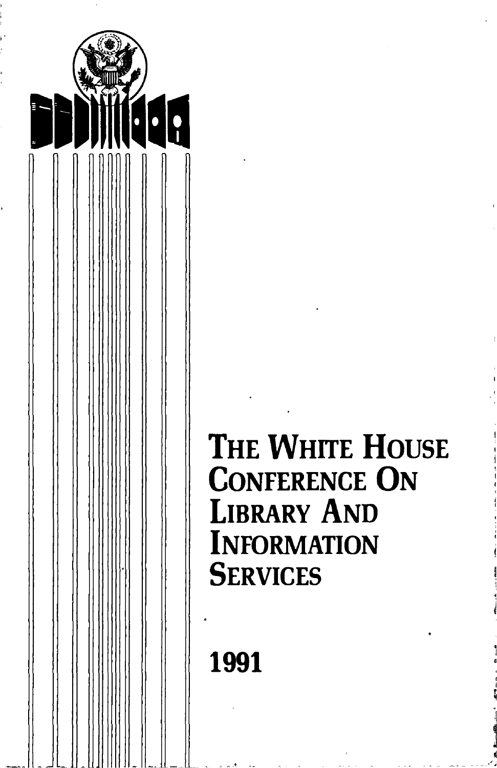# The White House Conference On Library And Information Services

# 1991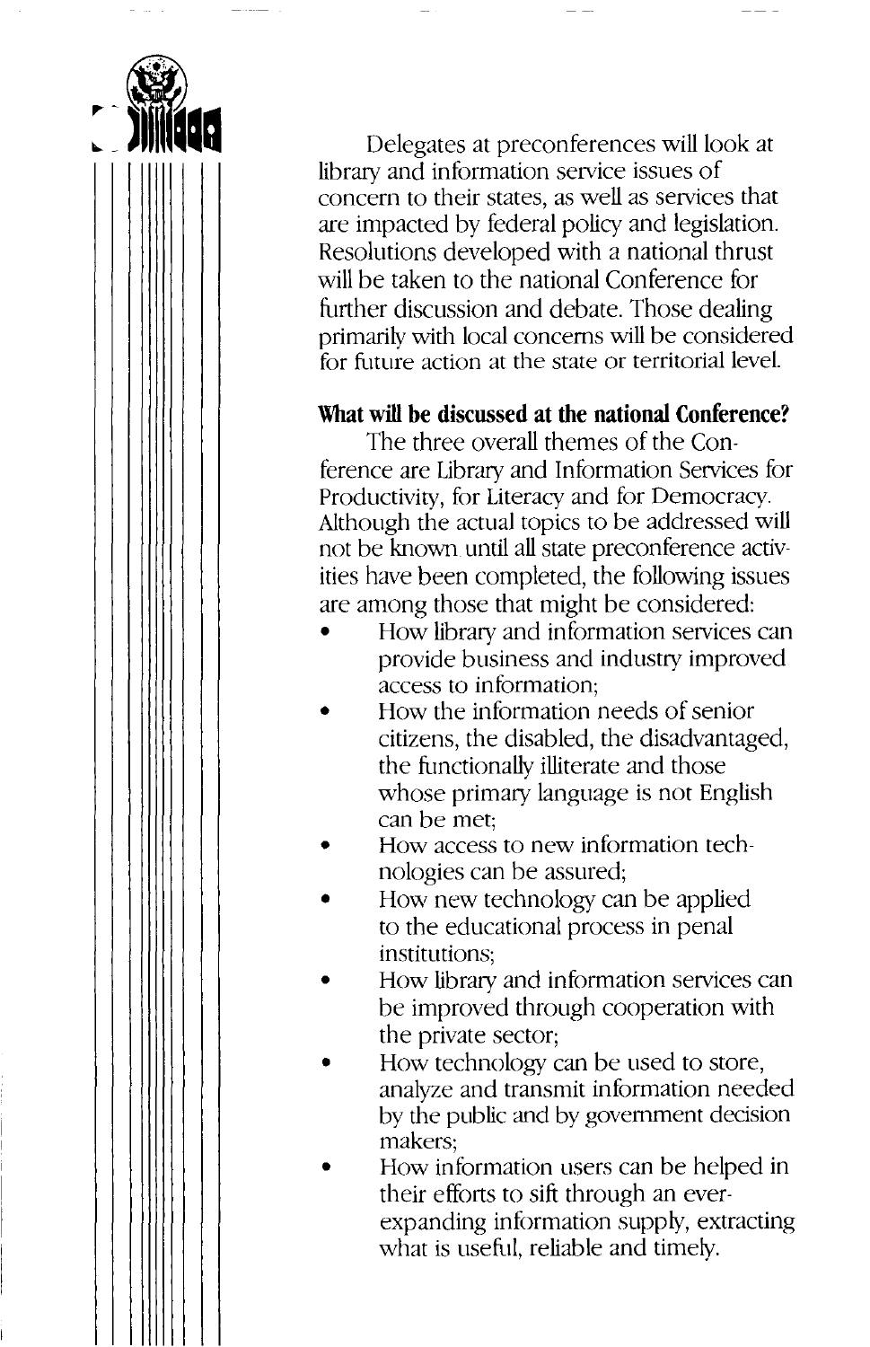Delegates at preconferences will look at library and information service issues of concern to their states, as well as services that are impacted by federal policy and legislation. Resolutions developed with a national thrust will be taken to the national Conference for further discussion and debate. Those dealing primarily with local concerns will be considered for future action at the state or territorial level.

**What will be discussed at the national Conference?**

The three overall themes of the Conference are Library and Information Services for Productivity, for Literacy and for Democracy. Although the actual topics to be addressed will not be known until all state preconference activities have been completed, the following issues are among those that might be considered:

- How library and information services can provide business and industry improved access to information;
- How the information needs of senior citizens, the disabled, the disadvantaged, the functionally illiterate and those whose primary language is not English can be met;
- How access to new information technologies can be assured;
- How new technology can be applied to the educational process in penal institutions;
- How library and information services can be improved through cooperation with the private sector;
- How technology can be used to store, analyze and transmit information needed by the public and by government decision makers;
- How information users can be helped in their efforts to sift through an ever-expanding information supply, extracting what is useful, reliable and timely.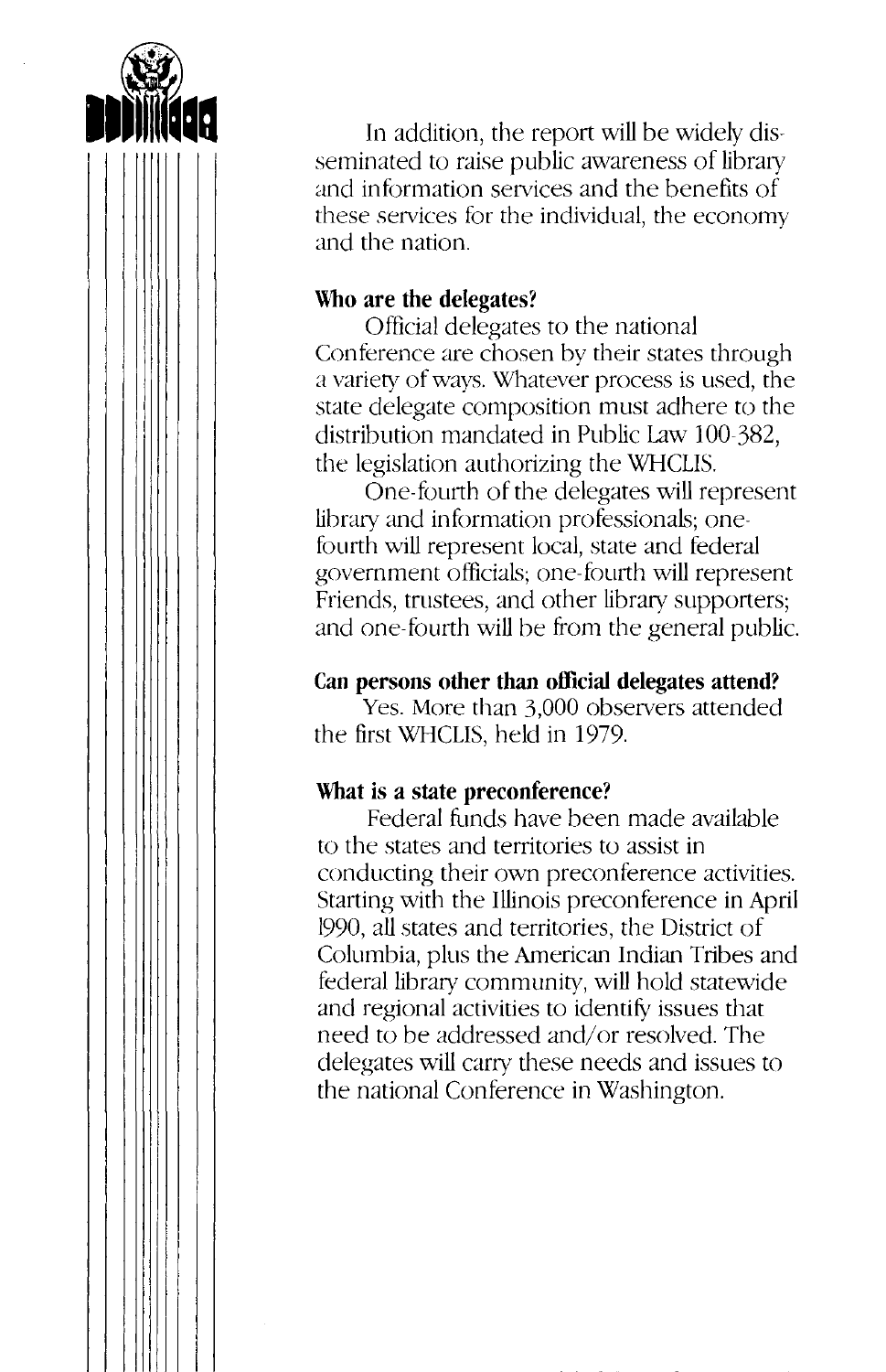In addition, the report will be widely disseminated to raise public awareness of library and information services and the benefits of these services for the individual, the economy and the nation.

**Who are the delegates?**

Official delegates to the national Conference are chosen by their states through a variety of ways. Whatever process is used, the state delegate composition must adhere to the distribution mandated in Public Law 100-382, the legislation authorizing the WHCLIS.

One-fourth of the delegates will represent library and information professionals; one-fourth will represent local, state and federal government officials; one-fourth will represent Friends, trustees, and other library supporters; and one-fourth will be from the general public.

**Can persons other than official delegates attend?**

Yes. More than 3,000 observers attended the first WHCLIS, held in 1979.

**What is a state preconference?**

Federal funds have been made available to the states and territories to assist in conducting their own preconference activities. Starting with the Illinois preconference in April 1990, all states and territories, the District of Columbia, plus the American Indian Tribes and federal library community, will hold statewide and regional activities to identify issues that need to be addressed and/or resolved. The delegates will carry these needs and issues to the national Conference in Washington.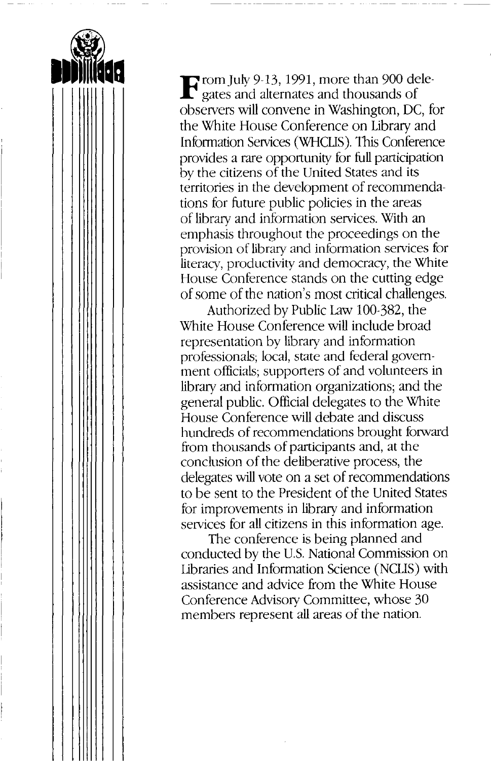From July 9-13, 1991, more than 900 delegates and alternates and thousands of observers will convene in Washington, DC, for the White House Conference on Library and Information Services (WHCLIS). This Conference provides a rare opportunity for full participation by the citizens of the United States and its territories in the development of recommendations for future public policies in the areas of library and information services. With an emphasis throughout the proceedings on the provision of library and information services for literacy, productivity and democracy, the White House Conference stands on the cutting edge of some of the nation's most critical challenges.

Authorized by Public Law 100-382, the White House Conference will include broad representation by library and information professionals; local, state and federal government officials; supporters of and volunteers in library and information organizations; and the general public. Official delegates to the White House Conference will debate and discuss hundreds of recommendations brought forward from thousands of participants and, at the conclusion of the deliberative process, the delegates will vote on a set of recommendations to be sent to the President of the United States for improvements in library and information services for all citizens in this information age.

The conference is being planned and conducted by the U.S. National Commission on Libraries and Information Science (NCLIS) with assistance and advice from the White House Conference Advisory Committee, whose 30 members represent all areas of the nation.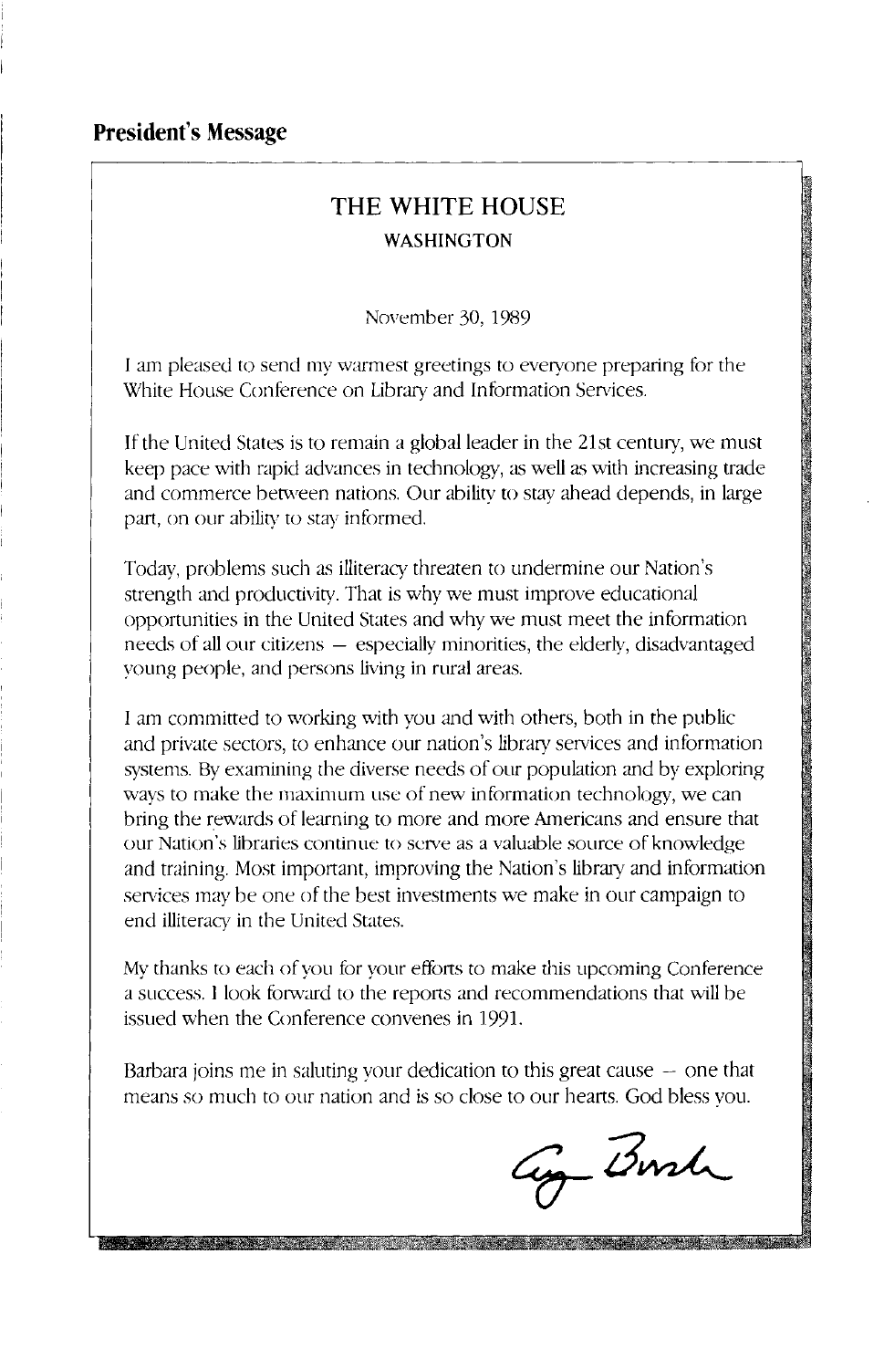## President's Message

# THE WHITE HOUSE

### WASHINGTON

November 30, 1989

I am pleased to send my warmest greetings to everyone preparing for the White House Conference on Library and Information Services.

If the United States is to remain a global leader in the 21st century, we must keep pace with rapid advances in technology, as well as with increasing trade and commerce between nations. Our ability to stay ahead depends, in large part, on our ability to stay informed.

Today, problems such as illiteracy threaten to undermine our Nation's strength and productivity. That is why we must improve educational opportunities in the United States and why we must meet the information needs of all our citizens — especially minorities, the elderly, disadvantaged young people, and persons living in rural areas.

I am committed to working with you and with others, both in the public and private sectors, to enhance our nation's library services and information systems. By examining the diverse needs of our population and by exploring ways to make the maximum use of new information technology, we can bring the rewards of learning to more and more Americans and ensure that our Nation's libraries continue to serve as a valuable source of knowledge and training. Most important, improving the Nation's library and information services may be one of the best investments we make in our campaign to end illiteracy in the United States.

My thanks to each of you for your efforts to make this upcoming Conference a success. I look forward to the reports and recommendations that will be issued when the Conference convenes in 1991.

Barbara joins me in saluting your dedication to this great cause — one that means so much to our nation and is so close to our hearts. God bless you.

George Bush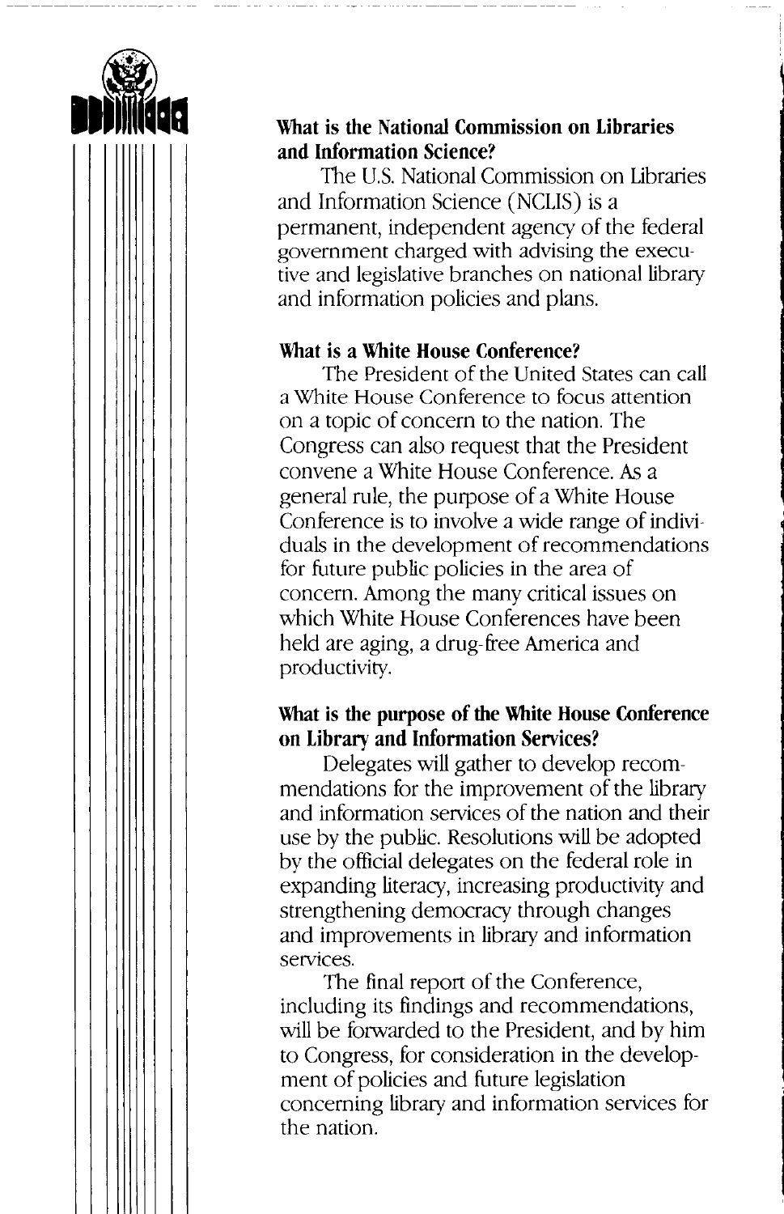**What is the National Commission on Libraries and Information Science?**

The U.S. National Commission on Libraries and Information Science (NCLIS) is a permanent, independent agency of the federal government charged with advising the executive and legislative branches on national library and information policies and plans.

**What is a White House Conference?**

The President of the United States can call a White House Conference to focus attention on a topic of concern to the nation. The Congress can also request that the President convene a White House Conference. As a general rule, the purpose of a White House Conference is to involve a wide range of individuals in the development of recommendations for future public policies in the area of concern. Among the many critical issues on which White House Conferences have been held are aging, a drug-free America and productivity.

**What is the purpose of the White House Conference on Library and Information Services?**

Delegates will gather to develop recommendations for the improvement of the library and information services of the nation and their use by the public. Resolutions will be adopted by the official delegates on the federal role in expanding literacy, increasing productivity and strengthening democracy through changes and improvements in library and information services.

The final report of the Conference, including its findings and recommendations, will be forwarded to the President, and by him to Congress, for consideration in the development of policies and future legislation concerning library and information services for the nation.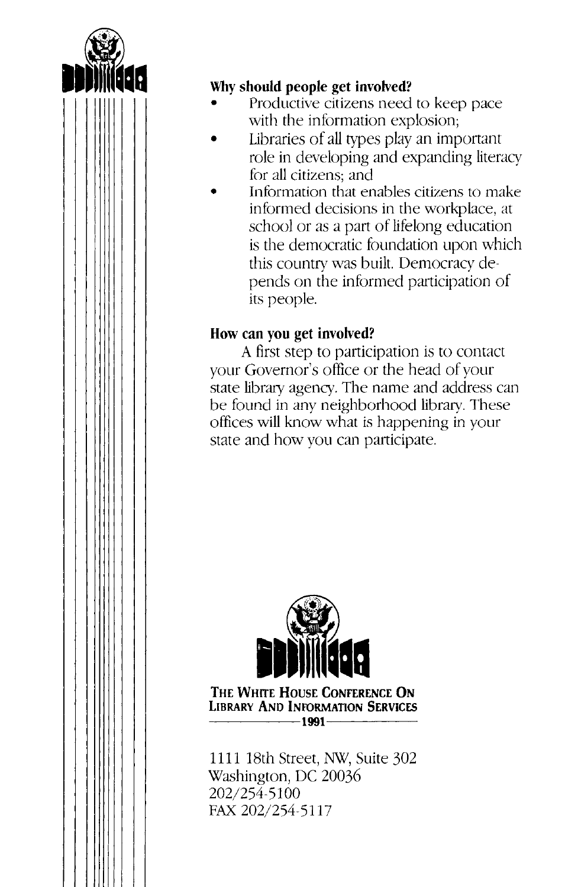**Why should people get involved?**

- Productive citizens need to keep pace with the information explosion;
- Libraries of all types play an important role in developing and expanding literacy for all citizens; and
- Information that enables citizens to make informed decisions in the workplace, at school or as a part of lifelong education is the democratic foundation upon which this country was built. Democracy depends on the informed participation of its people.

**How can you get involved?**

A first step to participation is to contact your Governor's office or the head of your state library agency. The name and address can be found in any neighborhood library. These offices will know what is happening in your state and how you can participate.

**THE WHITE HOUSE CONFERENCE ON LIBRARY AND INFORMATION SERVICES**
**1991**

1111 18th Street, NW, Suite 302
Washington, DC 20036
202/254-5100
FAX 202/254-5117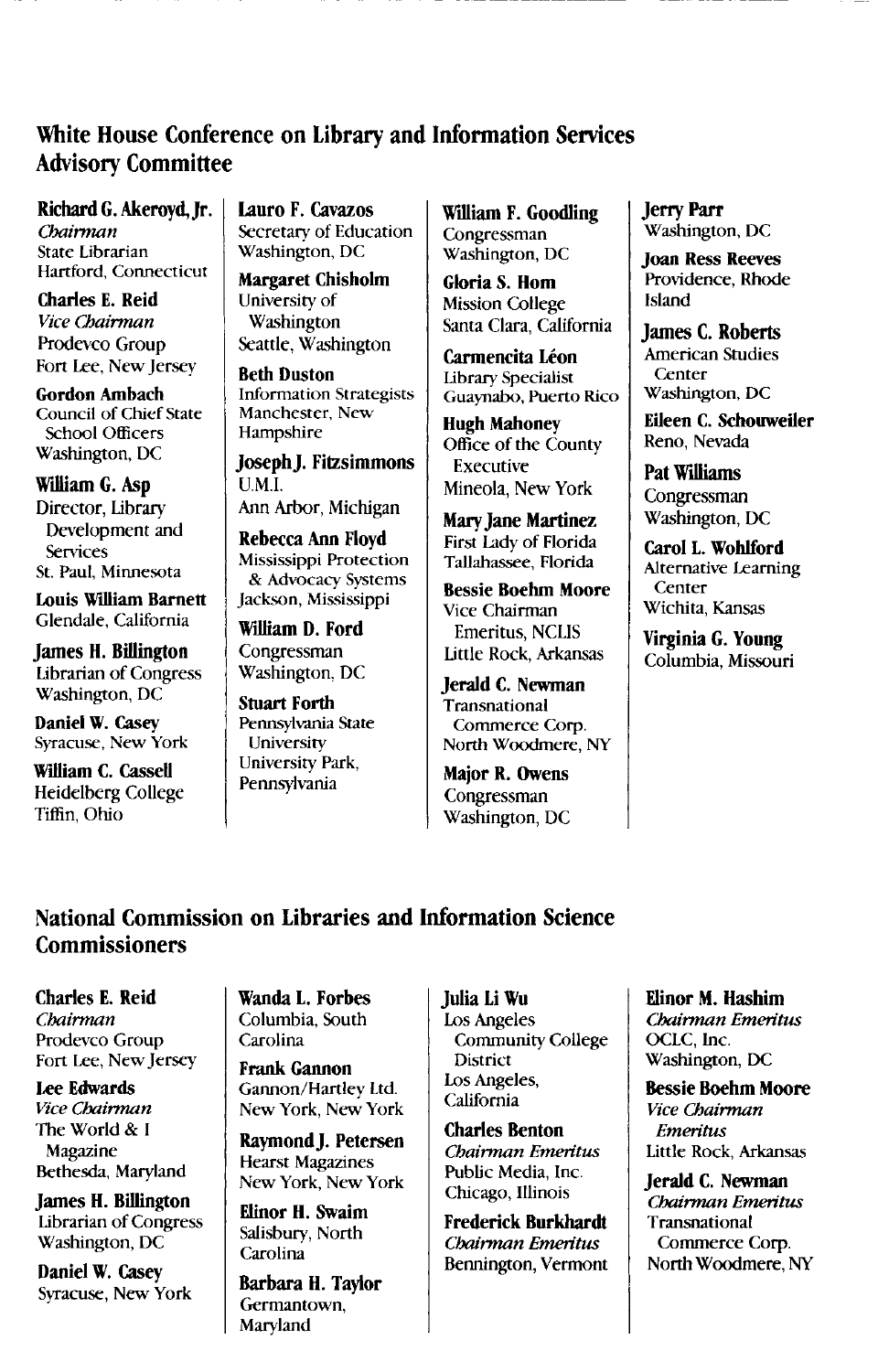## White House Conference on Library and Information Services Advisory Committee

**Richard G. Akeroyd, Jr.**
*Chairman*
State Librarian
Hartford, Connecticut

**Charles E. Reid**
*Vice Chairman*
Prodevco Group
Fort Lee, New Jersey

**Gordon Ambach**
Council of Chief State School Officers
Washington, DC

**William G. Asp**
Director, Library Development and Services
St. Paul, Minnesota

**Louis William Barnett**
Glendale, California

**James H. Billington**
Librarian of Congress
Washington, DC

**Daniel W. Casey**
Syracuse, New York

**William C. Cassell**
Heidelberg College
Tiffin, Ohio

**Lauro F. Cavazos**
Secretary of Education
Washington, DC

**Margaret Chisholm**
University of Washington
Seattle, Washington

**Beth Duston**
Information Strategists
Manchester, New Hampshire

**Joseph J. Fitzsimmons**
U.M.I.
Ann Arbor, Michigan

**Rebecca Ann Floyd**
Mississippi Protection & Advocacy Systems
Jackson, Mississippi

**William D. Ford**
Congressman
Washington, DC

**Stuart Forth**
Pennsylvania State University
University Park, Pennsylvania

**William F. Goodling**
Congressman
Washington, DC

**Gloria S. Hom**
Mission College
Santa Clara, California

**Carmencita Léon**
Library Specialist
Guaynabo, Puerto Rico

**Hugh Mahoney**
Office of the County Executive
Mineola, New York

**Mary Jane Martinez**
First Lady of Florida
Tallahassee, Florida

**Bessie Boehm Moore**
Vice Chairman Emeritus, NCLIS
Little Rock, Arkansas

**Jerald C. Newman**
Transnational Commerce Corp.
North Woodmere, NY

**Major R. Owens**
Congressman
Washington, DC

**Jerry Parr**
Washington, DC

**Joan Ress Reeves**
Providence, Rhode Island

**James C. Roberts**
American Studies Center
Washington, DC

**Eileen C. Schouweiler**
Reno, Nevada

**Pat Williams**
Congressman
Washington, DC

**Carol L. Wohlford**
Alternative Learning Center
Wichita, Kansas

**Virginia G. Young**
Columbia, Missouri

## National Commission on Libraries and Information Science Commissioners

**Charles E. Reid**
*Chairman*
Prodevco Group
Fort Lee, New Jersey

**Lee Edwards**
*Vice Chairman*
The World & I Magazine
Bethesda, Maryland

**James H. Billington**
Librarian of Congress
Washington, DC

**Daniel W. Casey**
Syracuse, New York

**Wanda L. Forbes**
Columbia, South Carolina

**Frank Gannon**
Gannon/Hartley Ltd.
New York, New York

**Raymond J. Petersen**
Hearst Magazines
New York, New York

**Elinor H. Swaim**
Salisbury, North Carolina

**Barbara H. Taylor**
Germantown, Maryland

**Julia Li Wu**
Los Angeles Community College District
Los Angeles, California

**Charles Benton**
*Chairman Emeritus*
Public Media, Inc.
Chicago, Illinois

**Frederick Burkhardt**
*Chairman Emeritus*
Bennington, Vermont

**Elinor M. Hashim**
*Chairman Emeritus*
OCLC, Inc.
Washington, DC

**Bessie Boehm Moore**
*Vice Chairman Emeritus*
Little Rock, Arkansas

**Jerald C. Newman**
*Chairman Emeritus*
Transnational Commerce Corp.
North Woodmere, NY